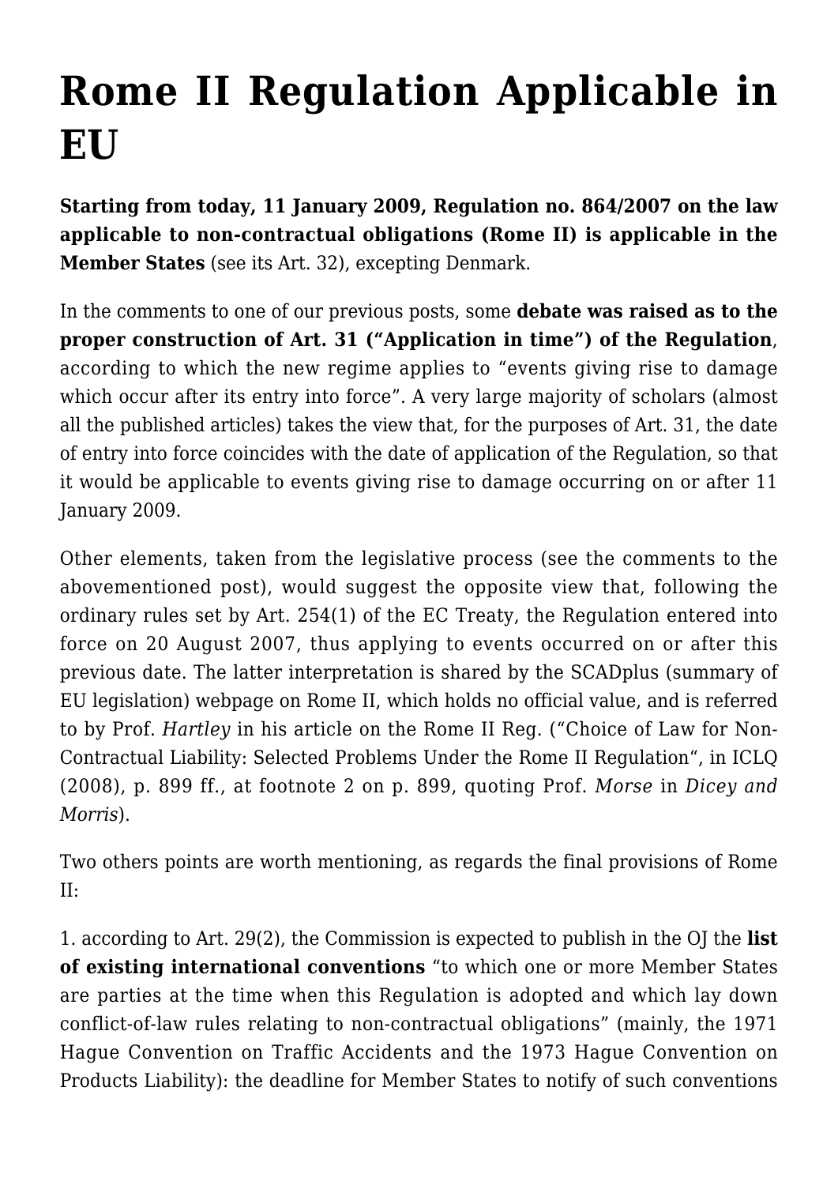# Rome II Regulation Applicable in EU

**Starting from today, 11 January 2009, Regulation no. 864/2007 on the law applicable to non-contractual obligations (Rome II) is applicable in the Member States** (see its Art. 32), excepting Denmark.

In the comments to one of our previous posts, some **debate was raised as to the proper construction of Art. 31 ("Application in time") of the Regulation**, according to which the new regime applies to "events giving rise to damage which occur after its entry into force". A very large majority of scholars (almost all the published articles) takes the view that, for the purposes of Art. 31, the date of entry into force coincides with the date of application of the Regulation, so that it would be applicable to events giving rise to damage occurring on or after 11 January 2009.

Other elements, taken from the legislative process (see the comments to the abovementioned post), would suggest the opposite view that, following the ordinary rules set by Art. 254(1) of the EC Treaty, the Regulation entered into force on 20 August 2007, thus applying to events occurred on or after this previous date. The latter interpretation is shared by the SCADplus (summary of EU legislation) webpage on Rome II, which holds no official value, and is referred to by Prof. *Hartley* in his article on the Rome II Reg. ("Choice of Law for Non-Contractual Liability: Selected Problems Under the Rome II Regulation", in ICLQ (2008), p. 899 ff., at footnote 2 on p. 899, quoting Prof. *Morse* in *Dicey and Morris*).

Two others points are worth mentioning, as regards the final provisions of Rome II:

1. according to Art. 29(2), the Commission is expected to publish in the OJ the **list of existing international conventions** "to which one or more Member States are parties at the time when this Regulation is adopted and which lay down conflict-of-law rules relating to non-contractual obligations" (mainly, the 1971 Hague Convention on Traffic Accidents and the 1973 Hague Convention on Products Liability): the deadline for Member States to notify of such conventions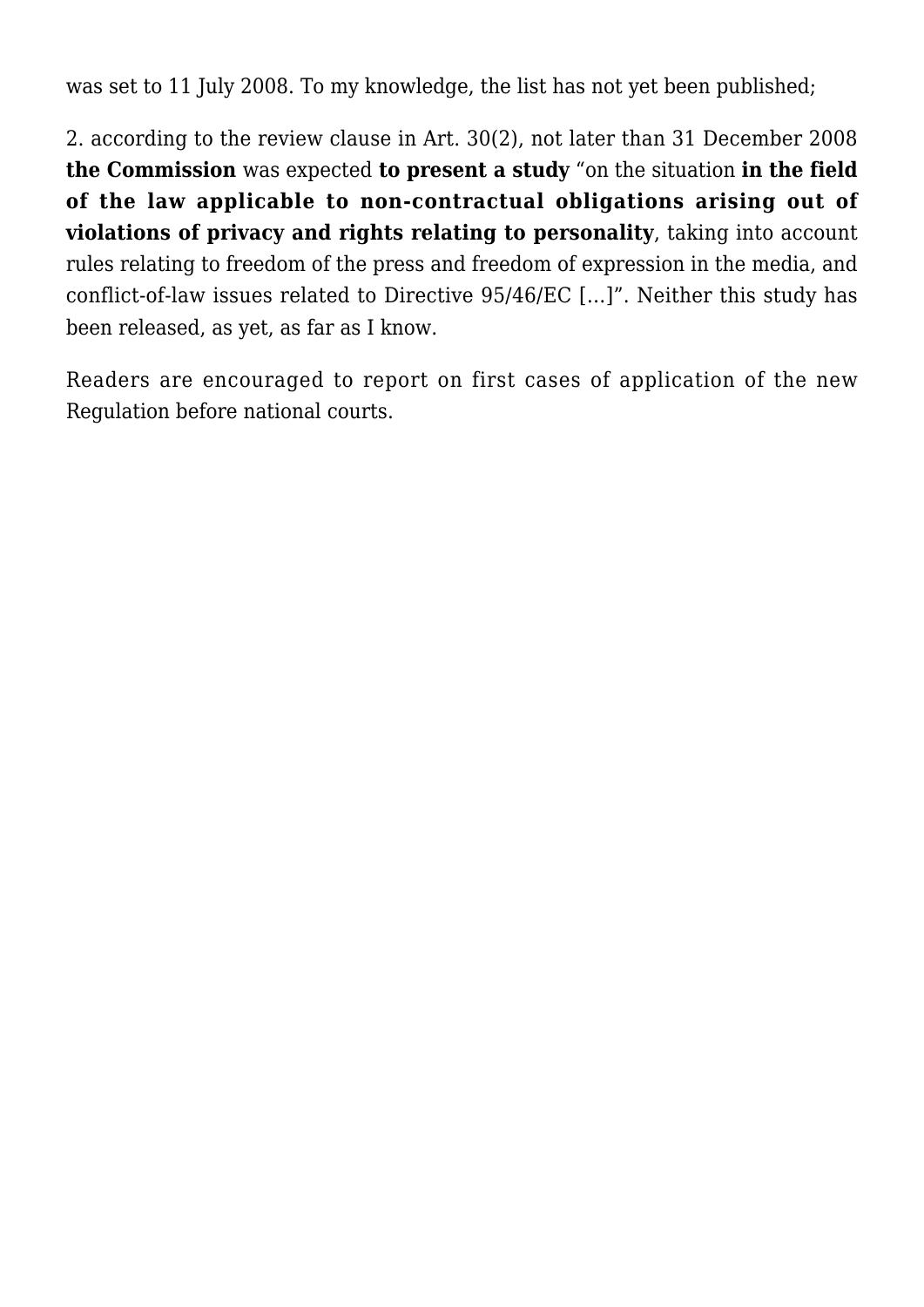was set to 11 July 2008. To my knowledge, the list has not yet been published;

2. according to the review clause in Art. 30(2), not later than 31 December 2008 **the Commission** was expected **to present a study** "on the situation **in the field of the law applicable to non-contractual obligations arising out of violations of privacy and rights relating to personality**, taking into account rules relating to freedom of the press and freedom of expression in the media, and conflict-of-law issues related to Directive 95/46/EC […]". Neither this study has been released, as yet, as far as I know.

Readers are encouraged to report on first cases of application of the new Regulation before national courts.